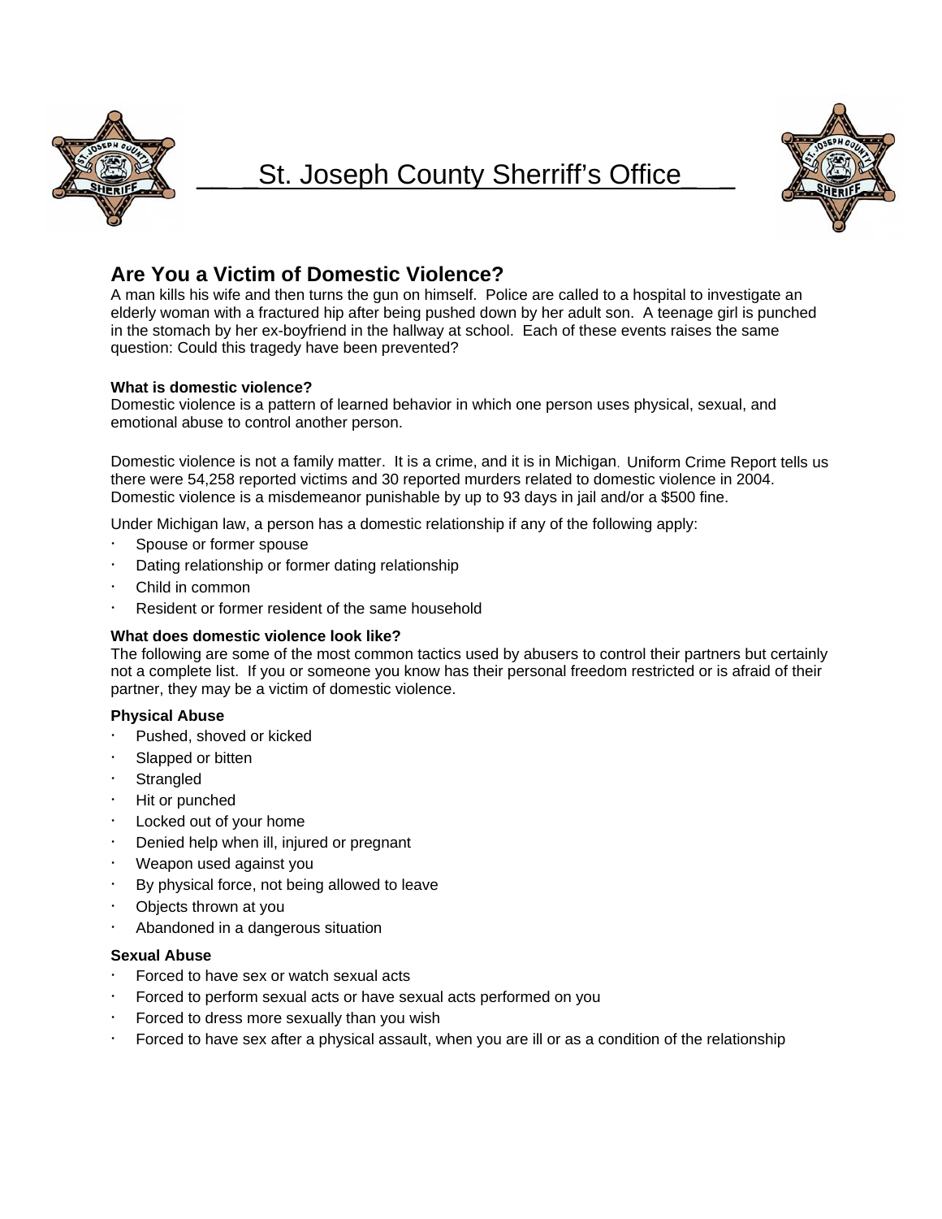# St. Joseph County Sherriff's Office

## Are You a Victim of Domestic Violence?

A man kills his wife and then turns the gun on himself. Police are called to a hospital to investigate an elderly woman with a fractured hip after being pushed down by her adult son. A teenage girl is punched in the stomach by her ex-boyfriend in the hallway at school. Each of these events raises the same question: Could this tragedy have been prevented?

**What is domestic violence?**

Domestic violence is a pattern of learned behavior in which one person uses physical, sexual, and emotional abuse to control another person.

Domestic violence is not a family matter. It is a crime, and it is in Michigan. Uniform Crime Report tells us there were 54,258 reported victims and 30 reported murders related to domestic violence in 2004. Domestic violence is a misdemeanor punishable by up to 93 days in jail and/or a $500 fine.

Under Michigan law, a person has a domestic relationship if any of the following apply:

- Spouse or former spouse
- Dating relationship or former dating relationship
- Child in common
- Resident or former resident of the same household

**What does domestic violence look like?**

The following are some of the most common tactics used by abusers to control their partners but certainly not a complete list. If you or someone you know has their personal freedom restricted or is afraid of their partner, they may be a victim of domestic violence.

**Physical Abuse**

- Pushed, shoved or kicked
- Slapped or bitten
- Strangled
- Hit or punched
- Locked out of your home
- Denied help when ill, injured or pregnant
- Weapon used against you
- By physical force, not being allowed to leave
- Objects thrown at you
- Abandoned in a dangerous situation

**Sexual Abuse**

- Forced to have sex or watch sexual acts
- Forced to perform sexual acts or have sexual acts performed on you
- Forced to dress more sexually than you wish
- Forced to have sex after a physical assault, when you are ill or as a condition of the relationship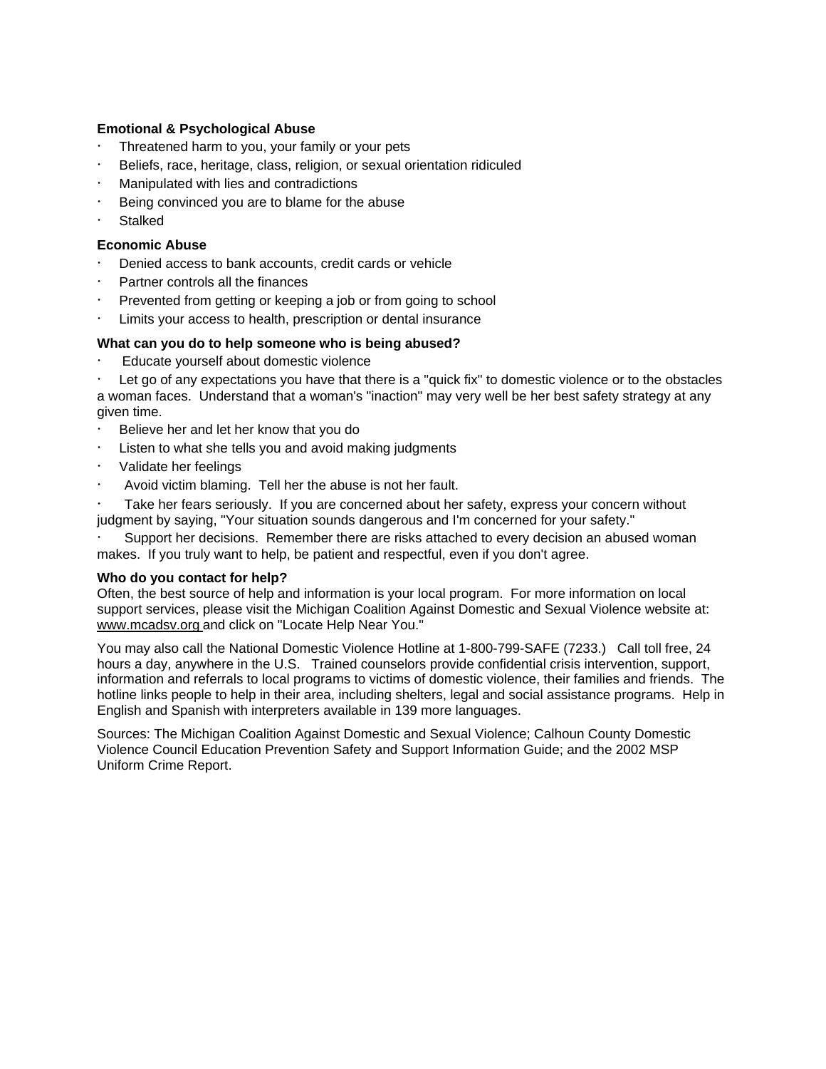**Emotional & Psychological Abuse**

- Threatened harm to you, your family or your pets
- Beliefs, race, heritage, class, religion, or sexual orientation ridiculed
- Manipulated with lies and contradictions
- Being convinced you are to blame for the abuse
- Stalked

**Economic Abuse**

- Denied access to bank accounts, credit cards or vehicle
- Partner controls all the finances
- Prevented from getting or keeping a job or from going to school
- Limits your access to health, prescription or dental insurance

**What can you do to help someone who is being abused?**

- Educate yourself about domestic violence
- Let go of any expectations you have that there is a "quick fix" to domestic violence or to the obstacles a woman faces. Understand that a woman's "inaction" may very well be her best safety strategy at any given time.
- Believe her and let her know that you do
- Listen to what she tells you and avoid making judgments
- Validate her feelings
- Avoid victim blaming. Tell her the abuse is not her fault.
- Take her fears seriously. If you are concerned about her safety, express your concern without judgment by saying, "Your situation sounds dangerous and I'm concerned for your safety."
- Support her decisions. Remember there are risks attached to every decision an abused woman makes. If you truly want to help, be patient and respectful, even if you don't agree.

**Who do you contact for help?**

Often, the best source of help and information is your local program. For more information on local support services, please visit the Michigan Coalition Against Domestic and Sexual Violence website at: www.mcadsv.org and click on "Locate Help Near You."

You may also call the National Domestic Violence Hotline at 1-800-799-SAFE (7233.) Call toll free, 24 hours a day, anywhere in the U.S. Trained counselors provide confidential crisis intervention, support, information and referrals to local programs to victims of domestic violence, their families and friends. The hotline links people to help in their area, including shelters, legal and social assistance programs. Help in English and Spanish with interpreters available in 139 more languages.

Sources: The Michigan Coalition Against Domestic and Sexual Violence; Calhoun County Domestic Violence Council Education Prevention Safety and Support Information Guide; and the 2002 MSP Uniform Crime Report.